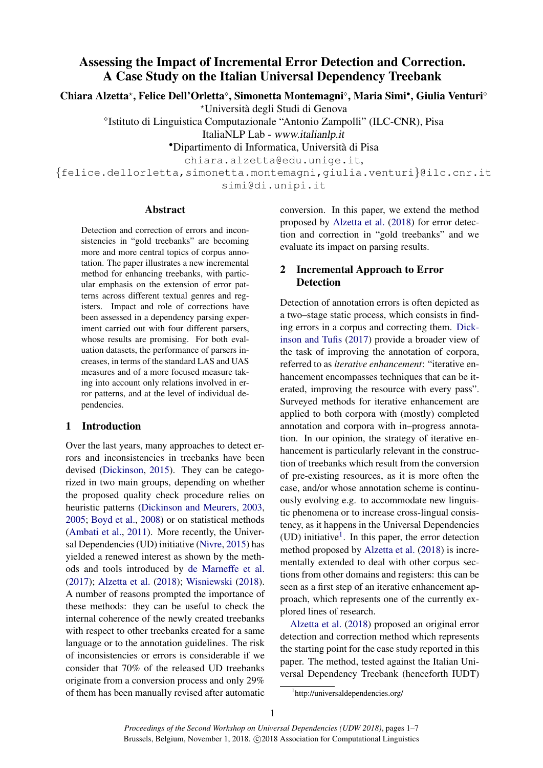# Assessing the Impact of Incremental Error Detection and Correction. A Case Study on the Italian Universal Dependency Treebank

**Chiara Alzetta**[⋆], **Felice Dell'Orletta**[⋄], **Simonetta Montemagni**[⋄], **Maria Simi**[•], **Giulia Venturi**[⋄]

[⋆]Università degli Studi di Genova

[⋄]Istituto di Linguistica Computazionale "Antonio Zampolli" (ILC-CNR), Pisa

ItaliaNLP Lab - *www.italianlp.it*

[•]Dipartimento di Informatica, Università di Pisa

chiara.alzetta@edu.unige.it,

{felice.dellorletta,simonetta.montemagni,giulia.venturi}@ilc.cnr.it

simi@di.unipi.it

## Abstract

Detection and correction of errors and inconsistencies in "gold treebanks" are becoming more and more central topics of corpus annotation. The paper illustrates a new incremental method for enhancing treebanks, with particular emphasis on the extension of error patterns across different textual genres and registers. Impact and role of corrections have been assessed in a dependency parsing experiment carried out with four different parsers, whose results are promising. For both evaluation datasets, the performance of parsers increases, in terms of the standard LAS and UAS measures and of a more focused measure taking into account only relations involved in error patterns, and at the level of individual dependencies.

## 1 Introduction

Over the last years, many approaches to detect errors and inconsistencies in treebanks have been devised (Dickinson, 2015). They can be categorized in two main groups, depending on whether the proposed quality check procedure relies on heuristic patterns (Dickinson and Meurers, 2003, 2005; Boyd et al., 2008) or on statistical methods (Ambati et al., 2011). More recently, the Universal Dependencies (UD) initiative (Nivre, 2015) has yielded a renewed interest as shown by the methods and tools introduced by de Marneffe et al. (2017); Alzetta et al. (2018); Wisniewski (2018). A number of reasons prompted the importance of these methods: they can be useful to check the internal coherence of the newly created treebanks with respect to other treebanks created for a same language or to the annotation guidelines. The risk of inconsistencies or errors is considerable if we consider that 70% of the released UD treebanks originate from a conversion process and only 29% of them has been manually revised after automatic conversion. In this paper, we extend the method proposed by Alzetta et al. (2018) for error detection and correction in "gold treebanks" and we evaluate its impact on parsing results.

## 2 Incremental Approach to Error Detection

Detection of annotation errors is often depicted as a two–stage static process, which consists in finding errors in a corpus and correcting them. Dickinson and Tufis (2017) provide a broader view of the task of improving the annotation of corpora, referred to as *iterative enhancement*: "iterative enhancement encompasses techniques that can be iterated, improving the resource with every pass". Surveyed methods for iterative enhancement are applied to both corpora with (mostly) completed annotation and corpora with in–progress annotation. In our opinion, the strategy of iterative enhancement is particularly relevant in the construction of treebanks which result from the conversion of pre-existing resources, as it is more often the case, and/or whose annotation scheme is continuously evolving e.g. to accommodate new linguistic phenomena or to increase cross-lingual consistency, as it happens in the Universal Dependencies (UD) initiative[1]. In this paper, the error detection method proposed by Alzetta et al. (2018) is incrementally extended to deal with other corpus sections from other domains and registers: this can be seen as a first step of an iterative enhancement approach, which represents one of the currently explored lines of research.

Alzetta et al. (2018) proposed an original error detection and correction method which represents the starting point for the case study reported in this paper. The method, tested against the Italian Universal Dependency Treebank (henceforth IUDT)

[1]http://universaldependencies.org/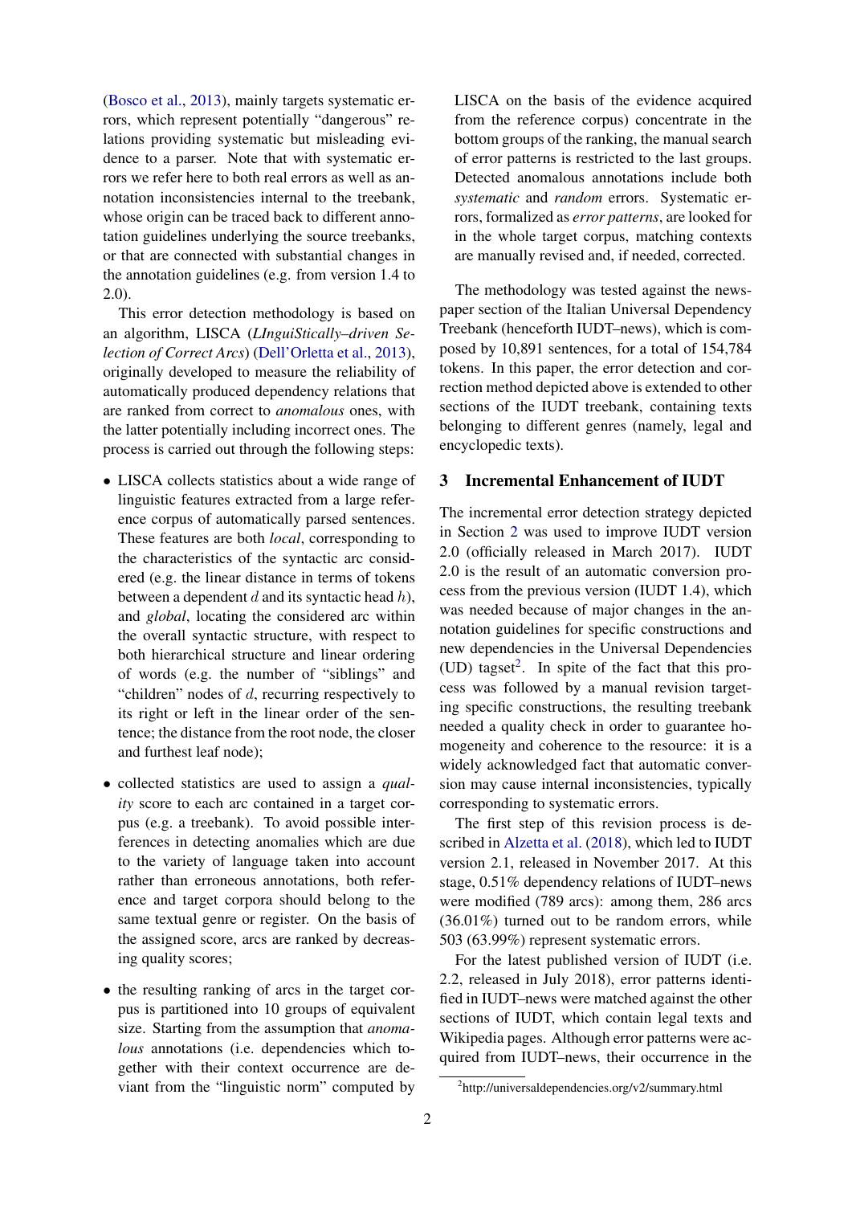(Bosco et al., 2013), mainly targets systematic errors, which represent potentially "dangerous" relations providing systematic but misleading evidence to a parser. Note that with systematic errors we refer here to both real errors as well as annotation inconsistencies internal to the treebank, whose origin can be traced back to different annotation guidelines underlying the source treebanks, or that are connected with substantial changes in the annotation guidelines (e.g. from version 1.4 to 2.0).

This error detection methodology is based on an algorithm, LISCA (*LInguiStically–driven Selection of Correct Arcs*) (Dell'Orletta et al., 2013), originally developed to measure the reliability of automatically produced dependency relations that are ranked from correct to *anomalous* ones, with the latter potentially including incorrect ones. The process is carried out through the following steps:

- LISCA collects statistics about a wide range of linguistic features extracted from a large reference corpus of automatically parsed sentences. These features are both *local*, corresponding to the characteristics of the syntactic arc considered (e.g. the linear distance in terms of tokens between a dependent $d$ and its syntactic head $h$), and *global*, locating the considered arc within the overall syntactic structure, with respect to both hierarchical structure and linear ordering of words (e.g. the number of "siblings" and "children" nodes of $d$, recurring respectively to its right or left in the linear order of the sentence; the distance from the root node, the closer and furthest leaf node);
- collected statistics are used to assign a *quality* score to each arc contained in a target corpus (e.g. a treebank). To avoid possible interferences in detecting anomalies which are due to the variety of language taken into account rather than erroneous annotations, both reference and target corpora should belong to the same textual genre or register. On the basis of the assigned score, arcs are ranked by decreasing quality scores;
- the resulting ranking of arcs in the target corpus is partitioned into 10 groups of equivalent size. Starting from the assumption that *anomalous* annotations (i.e. dependencies which together with their context occurrence are deviant from the "linguistic norm" computed by LISCA on the basis of the evidence acquired from the reference corpus) concentrate in the bottom groups of the ranking, the manual search of error patterns is restricted to the last groups. Detected anomalous annotations include both *systematic* and *random* errors. Systematic errors, formalized as *error patterns*, are looked for in the whole target corpus, matching contexts are manually revised and, if needed, corrected.

The methodology was tested against the newspaper section of the Italian Universal Dependency Treebank (henceforth IUDT–news), which is composed by 10,891 sentences, for a total of 154,784 tokens. In this paper, the error detection and correction method depicted above is extended to other sections of the IUDT treebank, containing texts belonging to different genres (namely, legal and encyclopedic texts).

## 3 Incremental Enhancement of IUDT

The incremental error detection strategy depicted in Section 2 was used to improve IUDT version 2.0 (officially released in March 2017). IUDT 2.0 is the result of an automatic conversion process from the previous version (IUDT 1.4), which was needed because of major changes in the annotation guidelines for specific constructions and new dependencies in the Universal Dependencies (UD) tagset[2]. In spite of the fact that this process was followed by a manual revision targeting specific constructions, the resulting treebank needed a quality check in order to guarantee homogeneity and coherence to the resource: it is a widely acknowledged fact that automatic conversion may cause internal inconsistencies, typically corresponding to systematic errors.

The first step of this revision process is described in Alzetta et al. (2018), which led to IUDT version 2.1, released in November 2017. At this stage, 0.51% dependency relations of IUDT–news were modified (789 arcs): among them, 286 arcs (36.01%) turned out to be random errors, while 503 (63.99%) represent systematic errors.

For the latest published version of IUDT (i.e. 2.2, released in July 2018), error patterns identified in IUDT–news were matched against the other sections of IUDT, which contain legal texts and Wikipedia pages. Although error patterns were acquired from IUDT–news, their occurrence in the

[2] http://universaldependencies.org/v2/summary.html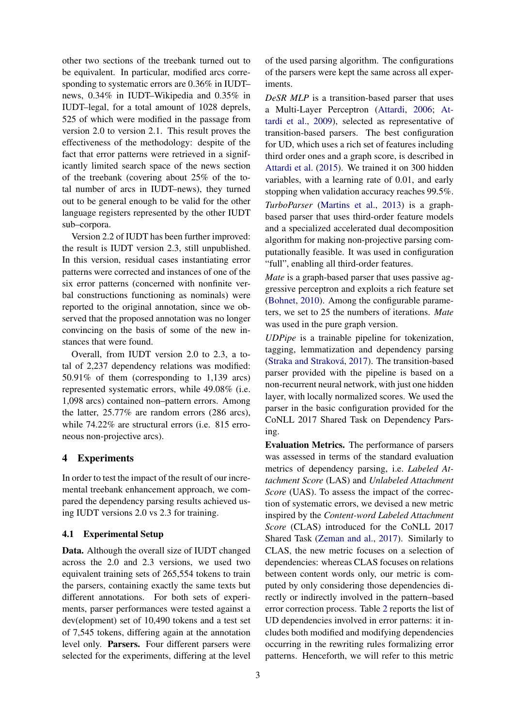other two sections of the treebank turned out to be equivalent. In particular, modified arcs corresponding to systematic errors are 0.36% in IUDT–news, 0.34% in IUDT–Wikipedia and 0.35% in IUDT–legal, for a total amount of 1028 deprels, 525 of which were modified in the passage from version 2.0 to version 2.1. This result proves the effectiveness of the methodology: despite of the fact that error patterns were retrieved in a significantly limited search space of the news section of the treebank (covering about 25% of the total number of arcs in IUDT–news), they turned out to be general enough to be valid for the other language registers represented by the other IUDT sub–corpora.

Version 2.2 of IUDT has been further improved: the result is IUDT version 2.3, still unpublished. In this version, residual cases instantiating error patterns were corrected and instances of one of the six error patterns (concerned with nonfinite verbal constructions functioning as nominals) were reported to the original annotation, since we observed that the proposed annotation was no longer convincing on the basis of some of the new instances that were found.

Overall, from IUDT version 2.0 to 2.3, a total of 2,237 dependency relations was modified: 50.91% of them (corresponding to 1,139 arcs) represented systematic errors, while 49.08% (i.e. 1,098 arcs) contained non–pattern errors. Among the latter, 25.77% are random errors (286 arcs), while 74.22% are structural errors (i.e. 815 erroneous non-projective arcs).

## 4 Experiments

In order to test the impact of the result of our incremental treebank enhancement approach, we compared the dependency parsing results achieved using IUDT versions 2.0 vs 2.3 for training.

### 4.1 Experimental Setup

**Data.** Although the overall size of IUDT changed across the 2.0 and 2.3 versions, we used two equivalent training sets of 265,554 tokens to train the parsers, containing exactly the same texts but different annotations. For both sets of experiments, parser performances were tested against a dev(elopment) set of 10,490 tokens and a test set of 7,545 tokens, differing again at the annotation level only. **Parsers.** Four different parsers were selected for the experiments, differing at the level of the used parsing algorithm. The configurations of the parsers were kept the same across all experiments.

*DeSR MLP* is a transition-based parser that uses a Multi-Layer Perceptron (Attardi, 2006; Attardi et al., 2009), selected as representative of transition-based parsers. The best configuration for UD, which uses a rich set of features including third order ones and a graph score, is described in Attardi et al. (2015). We trained it on 300 hidden variables, with a learning rate of 0.01, and early stopping when validation accuracy reaches 99.5%.

*TurboParser* (Martins et al., 2013) is a graph-based parser that uses third-order feature models and a specialized accelerated dual decomposition algorithm for making non-projective parsing computationally feasible. It was used in configuration "full", enabling all third-order features.

*Mate* is a graph-based parser that uses passive aggressive perceptron and exploits a rich feature set (Bohnet, 2010). Among the configurable parameters, we set to 25 the numbers of iterations. *Mate* was used in the pure graph version.

*UDPipe* is a trainable pipeline for tokenization, tagging, lemmatization and dependency parsing (Straka and Straková, 2017). The transition-based parser provided with the pipeline is based on a non-recurrent neural network, with just one hidden layer, with locally normalized scores. We used the parser in the basic configuration provided for the CoNLL 2017 Shared Task on Dependency Parsing.

**Evaluation Metrics.** The performance of parsers was assessed in terms of the standard evaluation metrics of dependency parsing, i.e. *Labeled Attachment Score* (LAS) and *Unlabeled Attachment Score* (UAS). To assess the impact of the correction of systematic errors, we devised a new metric inspired by the *Content-word Labeled Attachment Score* (CLAS) introduced for the CoNLL 2017 Shared Task (Zeman and al., 2017). Similarly to CLAS, the new metric focuses on a selection of dependencies: whereas CLAS focuses on relations between content words only, our metric is computed by only considering those dependencies directly or indirectly involved in the pattern–based error correction process. Table 2 reports the list of UD dependencies involved in error patterns: it includes both modified and modifying dependencies occurring in the rewriting rules formalizing error patterns. Henceforth, we will refer to this metric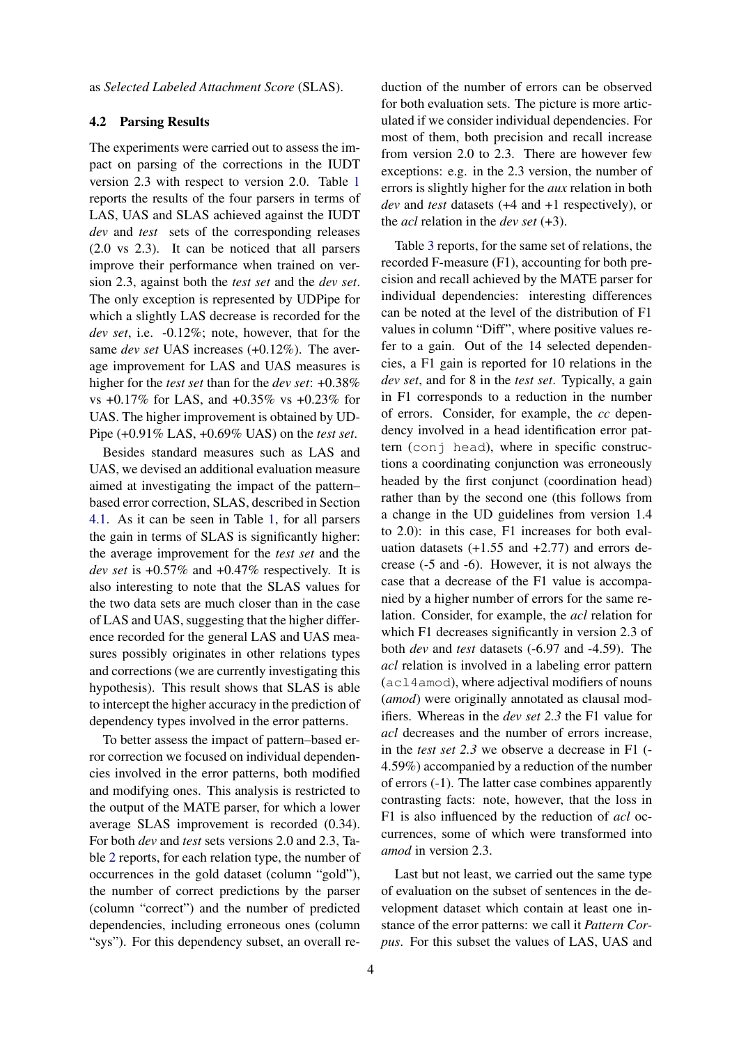as *Selected Labeled Attachment Score* (SLAS).

### 4.2 Parsing Results

The experiments were carried out to assess the impact on parsing of the corrections in the IUDT version 2.3 with respect to version 2.0. Table 1 reports the results of the four parsers in terms of LAS, UAS and SLAS achieved against the IUDT *dev* and *test* sets of the corresponding releases (2.0 vs 2.3). It can be noticed that all parsers improve their performance when trained on version 2.3, against both the *test set* and the *dev set*. The only exception is represented by UDPipe for which a slightly LAS decrease is recorded for the *dev set*, i.e. -0.12%; note, however, that for the same *dev set* UAS increases (+0.12%). The average improvement for LAS and UAS measures is higher for the *test set* than for the *dev set*: +0.38% vs +0.17% for LAS, and +0.35% vs +0.23% for UAS. The higher improvement is obtained by UDPipe (+0.91% LAS, +0.69% UAS) on the *test set*.

Besides standard measures such as LAS and UAS, we devised an additional evaluation measure aimed at investigating the impact of the pattern–based error correction, SLAS, described in Section 4.1. As it can be seen in Table 1, for all parsers the gain in terms of SLAS is significantly higher: the average improvement for the *test set* and the *dev set* is +0.57% and +0.47% respectively. It is also interesting to note that the SLAS values for the two data sets are much closer than in the case of LAS and UAS, suggesting that the higher difference recorded for the general LAS and UAS measures possibly originates in other relations types and corrections (we are currently investigating this hypothesis). This result shows that SLAS is able to intercept the higher accuracy in the prediction of dependency types involved in the error patterns.

To better assess the impact of pattern–based error correction we focused on individual dependencies involved in the error patterns, both modified and modifying ones. This analysis is restricted to the output of the MATE parser, for which a lower average SLAS improvement is recorded (0.34). For both *dev* and *test* sets versions 2.0 and 2.3, Table 2 reports, for each relation type, the number of occurrences in the gold dataset (column "gold"), the number of correct predictions by the parser (column "correct") and the number of predicted dependencies, including erroneous ones (column "sys"). For this dependency subset, an overall reduction of the number of errors can be observed for both evaluation sets. The picture is more articulated if we consider individual dependencies. For most of them, both precision and recall increase from version 2.0 to 2.3. There are however few exceptions: e.g. in the 2.3 version, the number of errors is slightly higher for the *aux* relation in both *dev* and *test* datasets (+4 and +1 respectively), or the *acl* relation in the *dev set* (+3).

Table 3 reports, for the same set of relations, the recorded F-measure (F1), accounting for both precision and recall achieved by the MATE parser for individual dependencies: interesting differences can be noted at the level of the distribution of F1 values in column "Diff", where positive values refer to a gain. Out of the 14 selected dependencies, a F1 gain is reported for 10 relations in the *dev set*, and for 8 in the *test set*. Typically, a gain in F1 corresponds to a reduction in the number of errors. Consider, for example, the *cc* dependency involved in a head identification error pattern (`conj head`), where in specific constructions a coordinating conjunction was erroneously headed by the first conjunct (coordination head) rather than by the second one (this follows from a change in the UD guidelines from version 1.4 to 2.0): in this case, F1 increases for both evaluation datasets (+1.55 and +2.77) and errors decrease (-5 and -6). However, it is not always the case that a decrease of the F1 value is accompanied by a higher number of errors for the same relation. Consider, for example, the *acl* relation for which F1 decreases significantly in version 2.3 of both *dev* and *test* datasets (-6.97 and -4.59). The *acl* relation is involved in a labeling error pattern (`acl4amod`), where adjectival modifiers of nouns (*amod*) were originally annotated as clausal modifiers. Whereas in the *dev set 2.3* the F1 value for *acl* decreases and the number of errors increase, in the *test set 2.3* we observe a decrease in F1 (-4.59%) accompanied by a reduction of the number of errors (-1). The latter case combines apparently contrasting facts: note, however, that the loss in F1 is also influenced by the reduction of *acl* occurrences, some of which were transformed into *amod* in version 2.3.

Last but not least, we carried out the same type of evaluation on the subset of sentences in the development dataset which contain at least one instance of the error patterns: we call it *Pattern Corpus*. For this subset the values of LAS, UAS and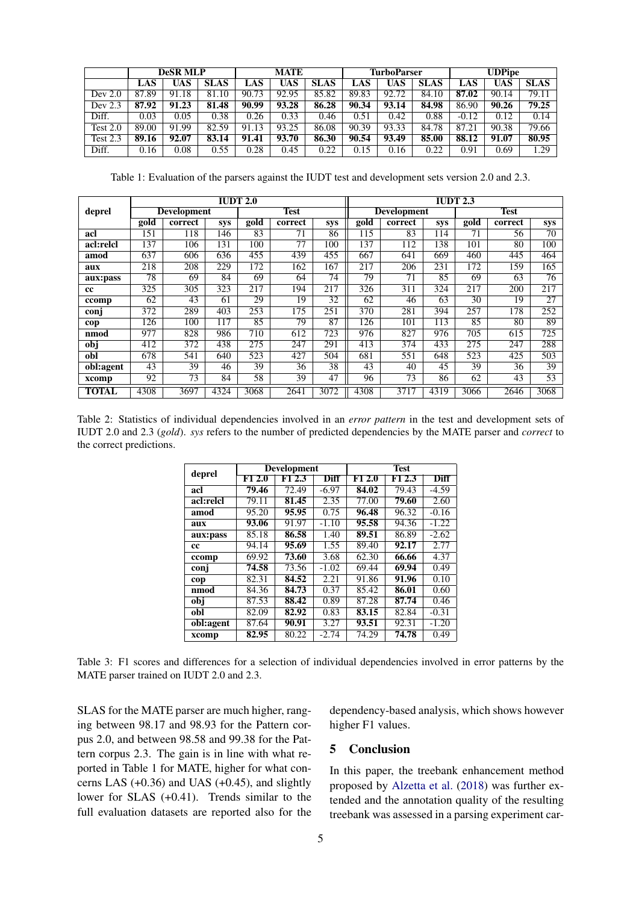| | DeSR MLP | | | MATE | | | TurboParser | | | UDPipe | | |
|---|---|---|---|---|---|---|---|---|---|---|---|---|
| | **LAS** | **UAS** | **SLAS** | **LAS** | **UAS** | **SLAS** | **LAS** | **UAS** | **SLAS** | **LAS** | **UAS** | **SLAS** |
| Dev 2.0 | 87.89 | 91.18 | 81.10 | 90.73 | 92.95 | 85.82 | 89.83 | 92.72 | 84.10 | **87.02** | 90.14 | 79.11 |
| Dev 2.3 | **87.92** | **91.23** | **81.48** | **90.99** | **93.28** | **86.28** | **90.34** | **93.14** | **84.98** | 86.90 | **90.26** | **79.25** |
| Diff. | 0.03 | 0.05 | 0.38 | 0.26 | 0.33 | 0.46 | 0.51 | 0.42 | 0.88 | -0.12 | 0.12 | 0.14 |
| Test 2.0 | 89.00 | 91.99 | 82.59 | 91.13 | 93.25 | 86.08 | 90.39 | 93.33 | 84.78 | 87.21 | 90.38 | 79.66 |
| Test 2.3 | **89.16** | **92.07** | **83.14** | **91.41** | **93.70** | **86.30** | **90.54** | **93.49** | **85.00** | **88.12** | **91.07** | **80.95** |
| Diff. | 0.16 | 0.08 | 0.55 | 0.28 | 0.45 | 0.22 | 0.15 | 0.16 | 0.22 | 0.91 | 0.69 | 1.29 |

Table 1: Evaluation of the parsers against the IUDT test and development sets version 2.0 and 2.3.

| deprel | IUDT 2.0 | | | | | | IUDT 2.3 | | | | | |
|---|---|---|---|---|---|---|---|---|---|---|---|---|
| | Development | | | Test | | | Development | | | Test | | |
| | gold | correct | sys | gold | correct | sys | gold | correct | sys | gold | correct | sys |
| **acl** | 151 | 118 | 146 | 83 | 71 | 86 | 115 | 83 | 114 | 71 | 56 | 70 |
| **acl:relcl** | 137 | 106 | 131 | 100 | 77 | 100 | 137 | 112 | 138 | 101 | 80 | 100 |
| **amod** | 637 | 606 | 636 | 455 | 439 | 455 | 667 | 641 | 669 | 460 | 445 | 464 |
| **aux** | 218 | 208 | 229 | 172 | 162 | 167 | 217 | 206 | 231 | 172 | 159 | 165 |
| **aux:pass** | 78 | 69 | 84 | 69 | 64 | 74 | 79 | 71 | 85 | 69 | 63 | 76 |
| **cc** | 325 | 305 | 323 | 217 | 194 | 217 | 326 | 311 | 324 | 217 | 200 | 217 |
| **ccomp** | 62 | 43 | 61 | 29 | 19 | 32 | 62 | 46 | 63 | 30 | 19 | 27 |
| **conj** | 372 | 289 | 403 | 253 | 175 | 251 | 370 | 281 | 394 | 257 | 178 | 252 |
| **cop** | 126 | 100 | 117 | 85 | 79 | 87 | 126 | 101 | 113 | 85 | 80 | 89 |
| **nmod** | 977 | 828 | 986 | 710 | 612 | 723 | 976 | 827 | 976 | 705 | 615 | 725 |
| **obj** | 412 | 372 | 438 | 275 | 247 | 291 | 413 | 374 | 433 | 275 | 247 | 288 |
| **obl** | 678 | 541 | 640 | 523 | 427 | 504 | 681 | 551 | 648 | 523 | 425 | 503 |
| **obl:agent** | 43 | 39 | 46 | 39 | 36 | 38 | 43 | 40 | 45 | 39 | 36 | 39 |
| **xcomp** | 92 | 73 | 84 | 58 | 39 | 47 | 96 | 73 | 86 | 62 | 43 | 53 |
| **TOTAL** | 4308 | 3697 | 4324 | 3068 | 2641 | 3072 | 4308 | 3717 | 4319 | 3066 | 2646 | 3068 |

Table 2: Statistics of individual dependencies involved in an *error pattern* in the test and development sets of IUDT 2.0 and 2.3 (*gold*). *sys* refers to the number of predicted dependencies by the MATE parser and *correct* to the correct predictions.

| deprel | Development | | | Test | | |
|---|---|---|---|---|---|---|
| | F1 2.0 | F1 2.3 | Diff | F1 2.0 | F1 2.3 | Diff |
| **acl** | **79.46** | 72.49 | -6.97 | **84.02** | 79.43 | -4.59 |
| **acl:relcl** | 79.11 | **81.45** | 2.35 | 77.00 | **79.60** | 2.60 |
| **amod** | 95.20 | **95.95** | 0.75 | **96.48** | 96.32 | -0.16 |
| **aux** | **93.06** | 91.97 | -1.10 | **95.58** | 94.36 | -1.22 |
| **aux:pass** | 85.18 | **86.58** | 1.40 | **89.51** | 86.89 | -2.62 |
| **cc** | 94.14 | **95.69** | 1.55 | 89.40 | **92.17** | 2.77 |
| **ccomp** | 69.92 | **73.60** | 3.68 | 62.30 | **66.66** | 4.37 |
| **conj** | **74.58** | 73.56 | -1.02 | 69.44 | **69.94** | 0.49 |
| **cop** | 82.31 | **84.52** | 2.21 | 91.86 | **91.96** | 0.10 |
| **nmod** | 84.36 | **84.73** | 0.37 | 85.42 | **86.01** | 0.60 |
| **obj** | 87.53 | **88.42** | 0.89 | 87.28 | **87.74** | 0.46 |
| **obl** | 82.09 | **82.92** | 0.83 | **83.15** | 82.84 | -0.31 |
| **obl:agent** | 87.64 | **90.91** | 3.27 | **93.51** | 92.31 | -1.20 |
| **xcomp** | **82.95** | 80.22 | -2.74 | 74.29 | **74.78** | 0.49 |

Table 3: F1 scores and differences for a selection of individual dependencies involved in error patterns by the MATE parser trained on IUDT 2.0 and 2.3.

SLAS for the MATE parser are much higher, ranging between 98.17 and 98.93 for the Pattern corpus 2.0, and between 98.58 and 99.38 for the Pattern corpus 2.3. The gain is in line with what reported in Table 1 for MATE, higher for what concerns LAS (+0.36) and UAS (+0.45), and slightly lower for SLAS (+0.41). Trends similar to the full evaluation datasets are reported also for the dependency-based analysis, which shows however higher F1 values.

## 5 Conclusion

In this paper, the treebank enhancement method proposed by Alzetta et al. (2018) was further extended and the annotation quality of the resulting treebank was assessed in a parsing experiment car-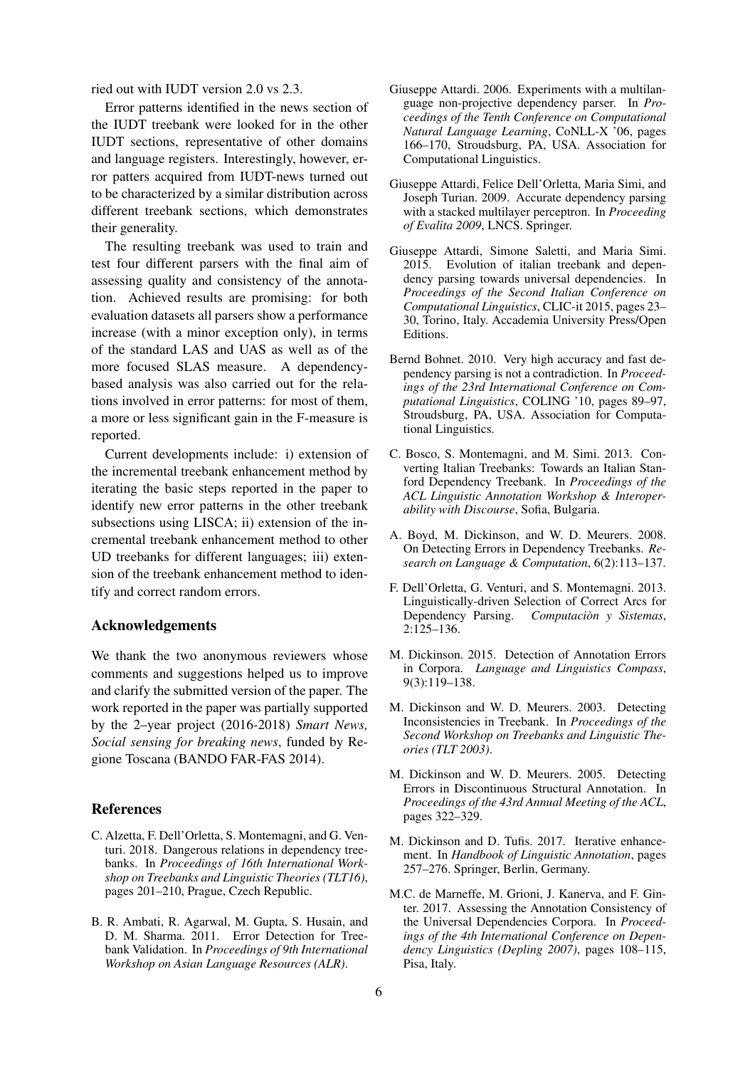ried out with IUDT version 2.0 vs 2.3.

Error patterns identified in the news section of the IUDT treebank were looked for in the other IUDT sections, representative of other domains and language registers. Interestingly, however, error patters acquired from IUDT-news turned out to be characterized by a similar distribution across different treebank sections, which demonstrates their generality.

The resulting treebank was used to train and test four different parsers with the final aim of assessing quality and consistency of the annotation. Achieved results are promising: for both evaluation datasets all parsers show a performance increase (with a minor exception only), in terms of the standard LAS and UAS as well as of the more focused SLAS measure. A dependency-based analysis was also carried out for the relations involved in error patterns: for most of them, a more or less significant gain in the F-measure is reported.

Current developments include: i) extension of the incremental treebank enhancement method by iterating the basic steps reported in the paper to identify new error patterns in the other treebank subsections using LISCA; ii) extension of the incremental treebank enhancement method to other UD treebanks for different languages; iii) extension of the treebank enhancement method to identify and correct random errors.

## Acknowledgements

We thank the two anonymous reviewers whose comments and suggestions helped us to improve and clarify the submitted version of the paper. The work reported in the paper was partially supported by the 2–year project (2016-2018) *Smart News, Social sensing for breaking news*, funded by Regione Toscana (BANDO FAR-FAS 2014).

## References

C. Alzetta, F. Dell'Orletta, S. Montemagni, and G. Venturi. 2018. Dangerous relations in dependency treebanks. In *Proceedings of 16th International Workshop on Treebanks and Linguistic Theories (TLT16)*, pages 201–210, Prague, Czech Republic.

B. R. Ambati, R. Agarwal, M. Gupta, S. Husain, and D. M. Sharma. 2011. Error Detection for Treebank Validation. In *Proceedings of 9th International Workshop on Asian Language Resources (ALR)*.

Giuseppe Attardi. 2006. Experiments with a multilanguage non-projective dependency parser. In *Proceedings of the Tenth Conference on Computational Natural Language Learning*, CoNLL-X '06, pages 166–170, Stroudsburg, PA, USA. Association for Computational Linguistics.

Giuseppe Attardi, Felice Dell'Orletta, Maria Simi, and Joseph Turian. 2009. Accurate dependency parsing with a stacked multilayer perceptron. In *Proceeding of Evalita 2009*, LNCS. Springer.

Giuseppe Attardi, Simone Saletti, and Maria Simi. 2015. Evolution of italian treebank and dependency parsing towards universal dependencies. In *Proceedings of the Second Italian Conference on Computational Linguistics*, CLIC-it 2015, pages 23–30, Torino, Italy. Accademia University Press/Open Editions.

Bernd Bohnet. 2010. Very high accuracy and fast dependency parsing is not a contradiction. In *Proceedings of the 23rd International Conference on Computational Linguistics*, COLING '10, pages 89–97, Stroudsburg, PA, USA. Association for Computational Linguistics.

C. Bosco, S. Montemagni, and M. Simi. 2013. Converting Italian Treebanks: Towards an Italian Stanford Dependency Treebank. In *Proceedings of the ACL Linguistic Annotation Workshop & Interoperability with Discourse*, Sofia, Bulgaria.

A. Boyd, M. Dickinson, and W. D. Meurers. 2008. On Detecting Errors in Dependency Treebanks. *Research on Language & Computation*, 6(2):113–137.

F. Dell'Orletta, G. Venturi, and S. Montemagni. 2013. Linguistically-driven Selection of Correct Arcs for Dependency Parsing. *Computaciòn y Sistemas*, 2:125–136.

M. Dickinson. 2015. Detection of Annotation Errors in Corpora. *Language and Linguistics Compass*, 9(3):119–138.

M. Dickinson and W. D. Meurers. 2003. Detecting Inconsistencies in Treebank. In *Proceedings of the Second Workshop on Treebanks and Linguistic Theories (TLT 2003)*.

M. Dickinson and W. D. Meurers. 2005. Detecting Errors in Discontinuous Structural Annotation. In *Proceedings of the 43rd Annual Meeting of the ACL*, pages 322–329.

M. Dickinson and D. Tufis. 2017. Iterative enhancement. In *Handbook of Linguistic Annotation*, pages 257–276. Springer, Berlin, Germany.

M.C. de Marneffe, M. Grioni, J. Kanerva, and F. Ginter. 2017. Assessing the Annotation Consistency of the Universal Dependencies Corpora. In *Proceedings of the 4th International Conference on Dependency Linguistics (Depling 2007)*, pages 108–115, Pisa, Italy.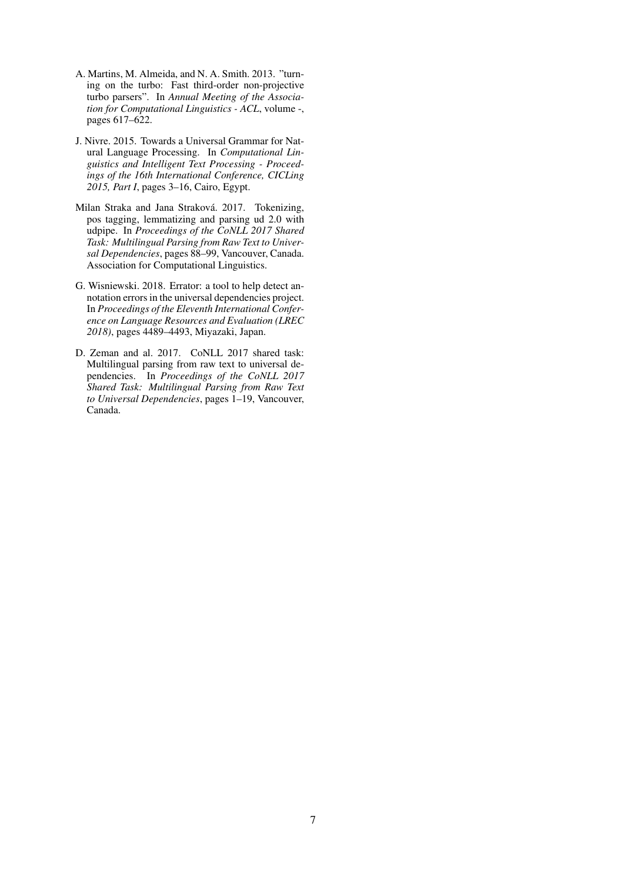A. Martins, M. Almeida, and N. A. Smith. 2013. "turning on the turbo: Fast third-order non-projective turbo parsers". In *Annual Meeting of the Association for Computational Linguistics - ACL*, volume -, pages 617–622.

J. Nivre. 2015. Towards a Universal Grammar for Natural Language Processing. In *Computational Linguistics and Intelligent Text Processing - Proceedings of the 16th International Conference, CICLing 2015, Part I*, pages 3–16, Cairo, Egypt.

Milan Straka and Jana Straková. 2017. Tokenizing, pos tagging, lemmatizing and parsing ud 2.0 with udpipe. In *Proceedings of the CoNLL 2017 Shared Task: Multilingual Parsing from Raw Text to Universal Dependencies*, pages 88–99, Vancouver, Canada. Association for Computational Linguistics.

G. Wisniewski. 2018. Errator: a tool to help detect annotation errors in the universal dependencies project. In *Proceedings of the Eleventh International Conference on Language Resources and Evaluation (LREC 2018)*, pages 4489–4493, Miyazaki, Japan.

D. Zeman and al. 2017. CoNLL 2017 shared task: Multilingual parsing from raw text to universal dependencies. In *Proceedings of the CoNLL 2017 Shared Task: Multilingual Parsing from Raw Text to Universal Dependencies*, pages 1–19, Vancouver, Canada.